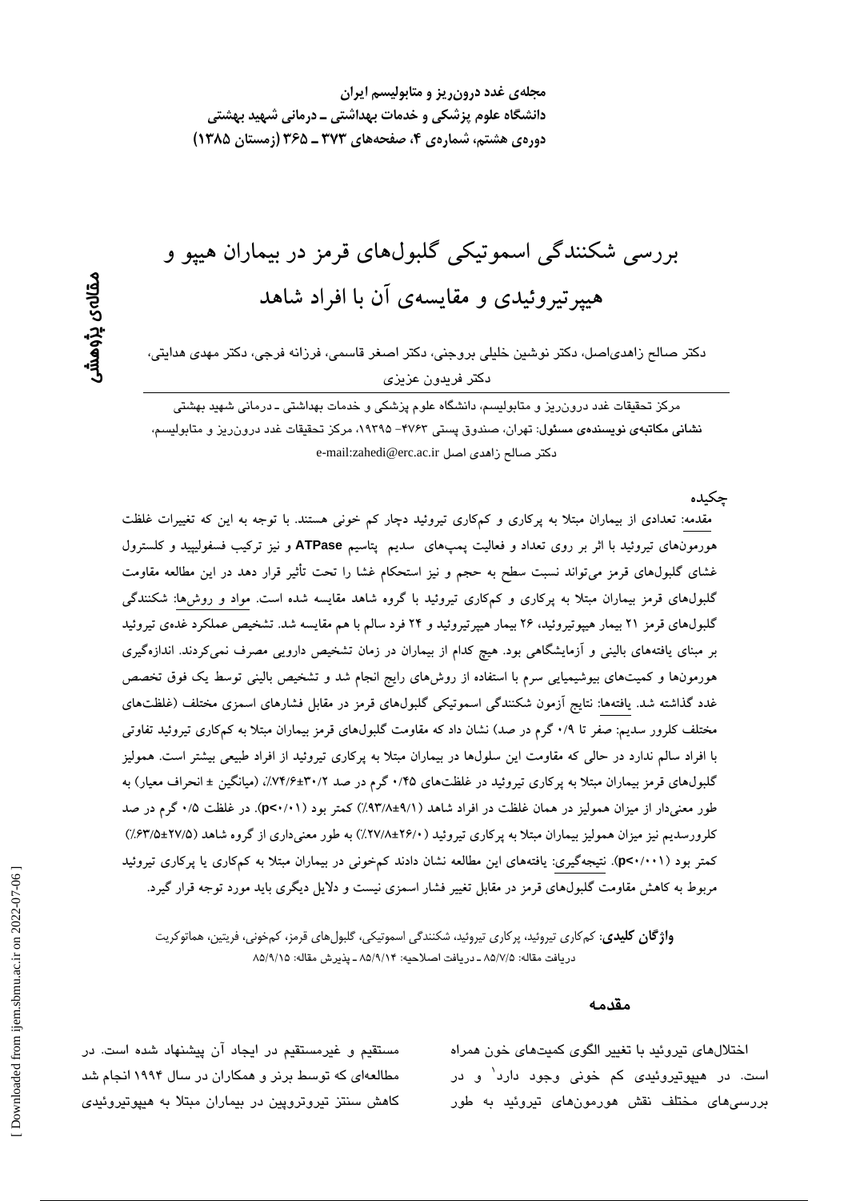# بررسی شکنندگی اسموتیکی گلبول‌های قرمز در بیماران هیپو و هیپرتیروئیدی و مقایسه‌ی آن با افراد شاهد

دکتر صالح زاهدی‌اصل، دکتر نوشین خلیلی بروجنی، دکتر اصغر قاسمی، فرزانه فرجی، دکتر مهدی هدایتی، دکتر فریدون عزیزی

مرکز تحقیقات غدد درون‌ریز و متابولیسم، دانشگاه علوم پزشکی و خدمات بهداشتی ـ درمانی شهید بهشتی

**نشانی مکاتبه‌ی نویسنده‌ی مسئول:** تهران، صندوق پستی ۴۷۶۳- ۱۹۳۹۵، مرکز تحقیقات غدد درون‌ریز و متابولیسم، دکتر صالح زاهدی اصل e-mail:zahedi@erc.ac.ir

**مقاله‌ی پژوهشی**

## چکیده

مقدمه: تعدادی از بیماران مبتلا به پرکاری و کم‌کاری تیروئید دچار کم خونی هستند. با توجه به این که تغییرات غلظت هورمون‌های تیروئید با اثر بر روی تعداد و فعالیت پمپ‌های سدیم پتاسیم ATPase و نیز ترکیب فسفولیپید و کلسترول غشای گلبول‌های قرمز می‌تواند نسبت سطح به حجم و نیز استحکام غشا را تحت تأثیر قرار دهد در این مطالعه مقاومت گلبول‌های قرمز بیماران مبتلا به پرکاری و کم‌کاری تیروئید با گروه شاهد مقایسه شده است. مواد و روش‌ها: شکنندگی گلبول‌های قرمز ۲۱ بیمار هیپوتیروئید، ۲۶ بیمار هیپرتیروئید و ۲۴ فرد سالم با هم مقایسه شد. تشخیص عملکرد غده‌ی تیروئید بر مبنای یافته‌های بالینی و آزمایشگاهی بود. هیچ کدام از بیماران در زمان تشخیص دارویی مصرف نمی‌کردند. اندازه‌گیری هورمون‌ها و کمیت‌های بیوشیمیایی سرم با استفاده از روش‌های رایج انجام شد و تشخیص بالینی توسط یک فوق تخصص غدد گذاشته شد. یافته‌ها: نتایج آزمون شکنندگی اسموتیکی گلبول‌های قرمز در مقابل فشارهای اسمزی مختلف (غلظت‌های مختلف کلرور سدیم: صفر تا ۰/۹ گرم در صد) نشان داد که مقاومت گلبول‌های قرمز بیماران مبتلا به کم‌کاری تیروئید تفاوتی با افراد سالم ندارد در حالی که مقاومت این سلول‌ها در بیماران مبتلا به پرکاری تیروئید از افراد طبیعی بیشتر است. همولیز گلبول‌های قرمز بیماران مبتلا به پرکاری تیروئید در غلظت‌های ۰/۴۵ گرم در صد ۳۰/۲±۷۴/۶٪، (میانگین ± انحراف معیار) به طور معنی‌دار از میزان همولیز در همان غلظت در افراد شاهد (۹/۱±۹۳/۸٪) کمتر بود (p<۰/۰۱). در غلظت ۰/۵ گرم در صد کلرورسدیم نیز میزان همولیز بیماران مبتلا به پرکاری تیروئید (۲۶/۰±۲۷/۸٪) به طور معنی‌داری از گروه شاهد (۲۷/۵±۶۳/۵٪) کمتر بود (p<۰/۰۰۱). نتیجه‌گیری: یافته‌های این مطالعه نشان دادند کم‌خونی در بیماران مبتلا به کم‌کاری یا پرکاری تیروئید مربوط به کاهش مقاومت گلبول‌های قرمز در مقابل تغییر فشار اسمزی نیست و دلایل دیگری باید مورد توجه قرار گیرد.

**واژگان کلیدی**: کم‌کاری تیروئید، پرکاری تیروئید، شکنندگی اسموتیکی، گلبول‌های قرمز، کم‌خونی، فریتین، هماتوکریت

دریافت مقاله: ۸۵/۷/۵ ـ دریافت اصلاحیه: ۸۵/۹/۱۴ ـ پذیرش مقاله: ۸۵/۹/۱۵

## مقدمه

اختلال‌های تیروئید با تغییر الگوی کمیت‌های خون همراه است. در هیپوتیروئیدی کم خونی وجود دارد[1] و در بررسی‌های مختلف نقش هورمون‌های تیروئید به طور مستقیم و غیرمستقیم در ایجاد آن پیشنهاد شده است. در مطالعه‌ای که توسط برنر و همکاران در سال ۱۹۹۴ انجام شد کاهش سنتز تیروتروپین در بیماران مبتلا به هیپوتیروئیدی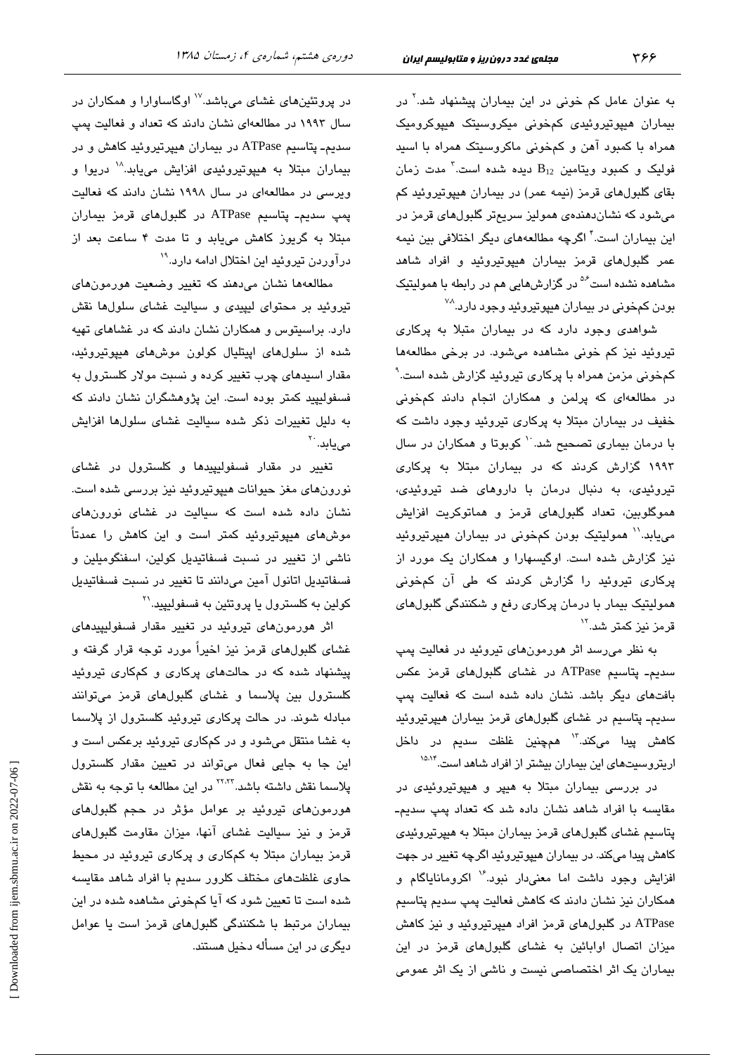به عنوان عامل کم خونی در این بیماران پیشنهاد شد.[۲] در بیماران هیپوتیروئیدی کم‌خونی میکروسیتک هیپوکرومیک همراه با کمبود آهن و کم‌خونی ماکروسیتک همراه با اسید فولیک و کمبود ویتامین $B_{12}$ دیده شده است.[۳] مدت زمان بقای گلبول‌های قرمز (نیمه عمر) در بیماران هیپوتیروئید کم می‌شود که نشان‌دهنده‌ی همولیز سریع‌تر گلبول‌های قرمز در این بیماران است.[۴] اگرچه مطالعه‌های دیگر اختلافی بین نیمه عمر گلبول‌های قرمز بیماران هیپوتیروئید و افراد شاهد مشاهده نشده است[۵،۶] در گزارش‌هایی هم در رابطه با همولیتیک بودن کم‌خونی در بیماران هیپوتیروئید وجود دارد.[۷،۸]

شواهدی وجود دارد که در بیماران مبتلا به پرکاری تیروئید نیز کم خونی مشاهده می‌شود. در برخی مطالعه‌ها کم‌خونی مزمن همراه با پرکاری تیروئید گزارش شده است.[۹] در مطالعه‌ای که پرلمن و همکاران انجام دادند کم‌خونی خفیف در بیماران مبتلا به پرکاری تیروئید وجود داشت که با درمان بیماری تصحیح شد.[۱۰] کوبوتا و همکاران در سال ۱۹۹۳ گزارش کردند که در بیماران مبتلا به پرکاری تیروئیدی، به دنبال درمان با داروهای ضد تیروئیدی، هموگلوبین، تعداد گلبول‌های قرمز و هماتوکریت افزایش می‌یابد.[۱۱] همولیتیک بودن کم‌خونی در بیماران هیپرتیروئید نیز گزارش شده است. اوگیسهارا و همکاران یک مورد از پرکاری تیروئید را گزارش کردند که طی آن کم‌خونی همولیتیک بیمار با درمان پرکاری رفع و شکنندگی گلبول‌های قرمز نیز کمتر شد.[۱۲]

به نظر می‌رسد اثر هورمون‌های تیروئید در فعالیت پمپ سدیم- پتاسیم ATPase در غشای گلبول‌های قرمز عکس بافت‌های دیگر باشد. نشان داده شده است که فعالیت پمپ سدیم- پتاسیم در غشای گلبول‌های قرمز بیماران هیپرتیروئید کاهش پیدا می‌کند.[۱۳] همچنین غلظت سدیم در داخل اریتروسیت‌های این بیماران بیشتر از افراد شاهد است.[۱۴،۱۵]

در بررسی بیماران مبتلا به هیپر و هیپوتیروئیدی در مقایسه با افراد شاهد نشان داده شد که تعداد پمپ سدیم- پتاسیم غشای گلبول‌های قرمز بیماران مبتلا به هیپرتیروئیدی کاهش پیدا می‌کند. در بیماران هیپوتیروئید اگرچه تغییر در جهت افزایش وجود داشت اما معنی‌دار نبود.[۱۶] اکروماناپاگام و همکاران نیز نشان دادند که کاهش فعالیت پمپ سدیم پتاسیم ATPase در گلبول‌های قرمز افراد هیپرتیروئید و نیز کاهش میزان اتصال اوابائین به غشای گلبول‌های قرمز در این بیماران یک اثر اختصاصی نیست و ناشی از یک اثر عمومی در پروتئین‌های غشای می‌باشد.[۱۷] اوگاساوارا و همکاران در سال ۱۹۹۳ در مطالعه‌ای نشان دادند که تعداد و فعالیت پمپ سدیم- پتاسیم ATPase در بیماران هیپرتیروئید کاهش و در بیماران مبتلا به هیپوتیروئیدی افزایش می‌یابد.[۱۸] دریوا و ویرسی در مطالعه‌ای در سال ۱۹۹۸ نشان دادند که فعالیت پمپ سدیم- پتاسیم ATPase در گلبول‌های قرمز بیماران مبتلا به گریوز کاهش می‌یابد و تا مدت ۴ ساعت بعد از درآوردن تیروئید این اختلال ادامه دارد.[۱۹]

مطالعه‌ها نشان می‌دهند که تغییر وضعیت هورمون‌های تیروئید بر محتوای لیپیدی و سیالیت غشای سلول‌ها نقش دارد. براسیتوس و همکاران نشان دادند که در غشاهای تهیه شده از سلول‌های اپیتلیال کولون موش‌های هیپوتیروئید، مقدار اسیدهای چرب تغییر کرده و نسبت مولار کلسترول به فسفولیپید کمتر بوده است. این پژوهشگران نشان دادند که به دلیل تغییرات ذکر شده سیالیت غشای سلول‌ها افزایش می‌یابد.[۲۰]

تغییر در مقدار فسفولیپیدها و کلسترول در غشای نورون‌های مغز حیوانات هیپوتیروئید نیز بررسی شده است. نشان داده شده است که سیالیت در غشای نورون‌های موش‌های هیپوتیروئید کمتر است و این کاهش را عمدتاً ناشی از تغییر در نسبت فسفاتیدیل کولین، اسفنگومیلین و فسفاتیدیل اتانول آمین می‌دانند تا تغییر در نسبت فسفاتیدیل کولین به کلسترول یا پروتئین به فسفولیپید.[۲۱]

اثر هورمون‌های تیروئید در تغییر مقدار فسفولیپیدهای غشای گلبول‌های قرمز نیز اخیراً مورد توجه قرار گرفته و پیشنهاد شده که در حالت‌های پرکاری و کم‌کاری تیروئید کلسترول بین پلاسما و غشای گلبول‌های قرمز می‌توانند مبادله شوند. در حالت پرکاری تیروئید کلسترول از پلاسما به غشا منتقل می‌شود و در کم‌کاری تیروئید برعکس است و این جا به جایی فعال می‌تواند در تعیین مقدار کلسترول پلاسما نقش داشته باشد.[۲۲،۲۳] در این مطالعه با توجه به نقش هورمون‌های تیروئید بر عوامل مؤثر در حجم گلبول‌های قرمز و نیز سیالیت غشای آنها، میزان مقاومت گلبول‌های قرمز بیماران مبتلا به کم‌کاری و پرکاری تیروئید در محیط حاوی غلظت‌های مختلف کلرور سدیم با افراد شاهد مقایسه شده است تا تعیین شود که آیا کم‌خونی مشاهده شده در این بیماران مرتبط با شکنندگی گلبول‌های قرمز است یا عوامل دیگری در این مسأله دخیل هستند.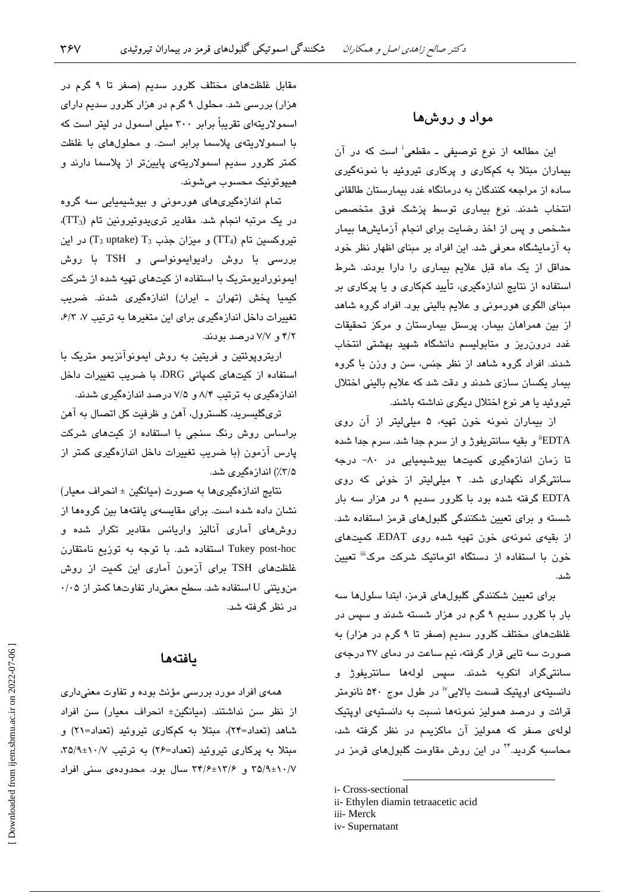## مواد و روش‌ها

این مطالعه از نوع توصیفی ـ مقطعی[i] است که در آن بیماران مبتلا به کم‌کاری و پرکاری تیروئید با نمونه‌گیری ساده از مراجعه کنندگان به درمانگاه غدد بیمارستان طالقانی انتخاب شدند. نوع بیماری توسط پزشک فوق متخصص مشخص و پس از اخذ رضایت برای انجام آزمایش‌ها بیمار به آزمایشگاه معرفی شد. این افراد بر مبنای اظهار نظر خود حداقل از یک ماه قبل علایم بیماری را دارا بودند. شرط استفاده از نتایج اندازه‌گیری، تأیید کم‌کاری و یا پرکاری بر مبنای الگوی هورمونی و علایم بالینی بود. افراد گروه شاهد از بین همراهان بیمار، پرسنل بیمارستان و مرکز تحقیقات غدد درون‌ریز و متابولیسم دانشگاه شهید بهشتی انتخاب شدند. افراد گروه شاهد از نظر جنس، سن و وزن با گروه بیمار یکسان سازی شدند و دقت شد که علایم بالینی اختلال تیروئید یا هر نوع اختلال دیگری نداشته باشند.

از بیماران نمونه خون تهیه، ۵ میلی‌لیتر از آن روی EDTA[ii] و بقیه سانتریفوژ و از سرم جدا شد. سرم جدا شده تا زمان اندازه‌گیری کمیت‌ها بیوشیمیایی در ۸۰- درجه سانتی‌گراد نگهداری شد. ۲ میلی‌لیتر از خونی که روی EDTA گرفته شده بود با کلرور سدیم ۹ در هزار سه بار شسته و برای تعیین شکنندگی گلبول‌های قرمز استفاده شد. از بقیه‌ی نمونه‌ی خون تهیه شده روی EDAT، کمیت‌های خون با استفاده از دستگاه اتوماتیک شرکت مرک[iii] تعیین شد.

برای تعیین شکنندگی گلبول‌های قرمز، ابتدا سلول‌ها سه بار با کلرور سدیم ۹ گرم در هزار شسته شدند و سپس در غلظت‌های مختلف کلرور سدیم (صفر تا ۹ گرم در هزار) به صورت سه تایی قرار گرفته، نیم ساعت در دمای ۳۷ درجه‌ی سانتی‌گراد انکوبه شدند. سپس لوله‌ها سانتریفوژ و دانسیته‌ی اوپتیک قسمت بالایی[iv] در طول موج ۵۴۰ نانومتر قرائت و درصد همولیز نمونه‌ها نسبت به دانسیته‌ی اوپتیک لوله‌ی صفر که همولیز آن ماکزیمم در نظر گرفته شد، محاسبه گردید.[۲۴] در این روش مقاومت گلبول‌های قرمز در مقابل غلظت‌های مختلف کلرور سدیم (صفر تا ۹ گرم در هزار) بررسی شد. محلول ۹ گرم در هزار کلرور سدیم دارای اسمولاریته‌ای تقریباً برابر ۳۰۰ میلی اسمول در لیتر است که با اسمولاریته‌ی پلاسما برابر است. و محلول‌های با غلظت کمتر کلرور سدیم اسمولاریته‌ی پایین‌تر از پلاسما دارند و هیپوتونیک محسوب می‌شوند.

تمام اندازه‌گیری‌های هورمونی و بیوشیمیایی سه گروه در یک مرتبه انجام شد. مقادیر تری‌یدوتیرونین تام ($TT_3$)، تیروکسین تام ($TT_4$) و میزان جذب $T_3$ ($T_3$ uptake) در این بررسی با روش رادیوایمونواسی و TSH با روش ایمونورادیومتریک با استفاده از کیت‌های تهیه شده از شرکت کیمیا پخش (تهران ـ ایران) اندازه‌گیری شدند. ضریب تغییرات داخل اندازه‌گیری برای این متغیرها به ترتیب ۷، ۶/۳، ۴/۲ و ۷/۷ درصد بودند.

اریتروپوئتین و فریتین به روش ایمونوآنزیمو متریک با استفاده از کیت‌های کمپانی DRG، با ضریب تغییرات داخل اندازه‌گیری به ترتیب ۸/۴ و ۷/۵ درصد اندازه‌گیری شدند.

تری‌گلیسرید، کلسترول، آهن و ظرفیت کل اتصال به آهن براساس روش رنگ سنجی با استفاده از کیت‌های شرکت پارس آزمون (با ضریب تغییرات داخل اندازه‌گیری کمتر از ۳/۵٪) اندازه‌گیری شد.

نتایج اندازه‌گیری‌ها به صورت (میانگین ± انحراف معیار) نشان داده شده است. برای مقایسه‌ی یافته‌ها بین گروه‌ها از روش‌های آماری آنالیز واریانس مقادیر تکرار شده و Tukey post-hoc استفاده شد. با توجه به توزیع نامتقارن غلظت‌های TSH برای آزمون آماری این کمیت از روش من‌ویتنی U استفاده شد. سطح معنی‌دار تفاوت‌ها کمتر از ۰/۰۵ در نظر گرفته شد.

## یافته‌ها

همه‌ی افراد مورد بررسی مؤنث بوده و تفاوت معنی‌داری از نظر سن نداشتند. (میانگین± انحراف معیار) سن افراد شاهد (تعداد=۲۴)، مبتلا به کم‌کاری تیروئید (تعداد=۲۱) و مبتلا به پرکاری تیروئید (تعداد=۲۶) به ترتیب ۱۰/۷±۳۵/۹، ۱۰/۷±۳۵/۹ و ۱۳/۶±۳۴/۶ سال بود. محدوده‌ی سنی افراد

---

i- Cross-sectional
ii- Ethylen diamin tetraacetic acid
iii- Merck
iv- Supernatant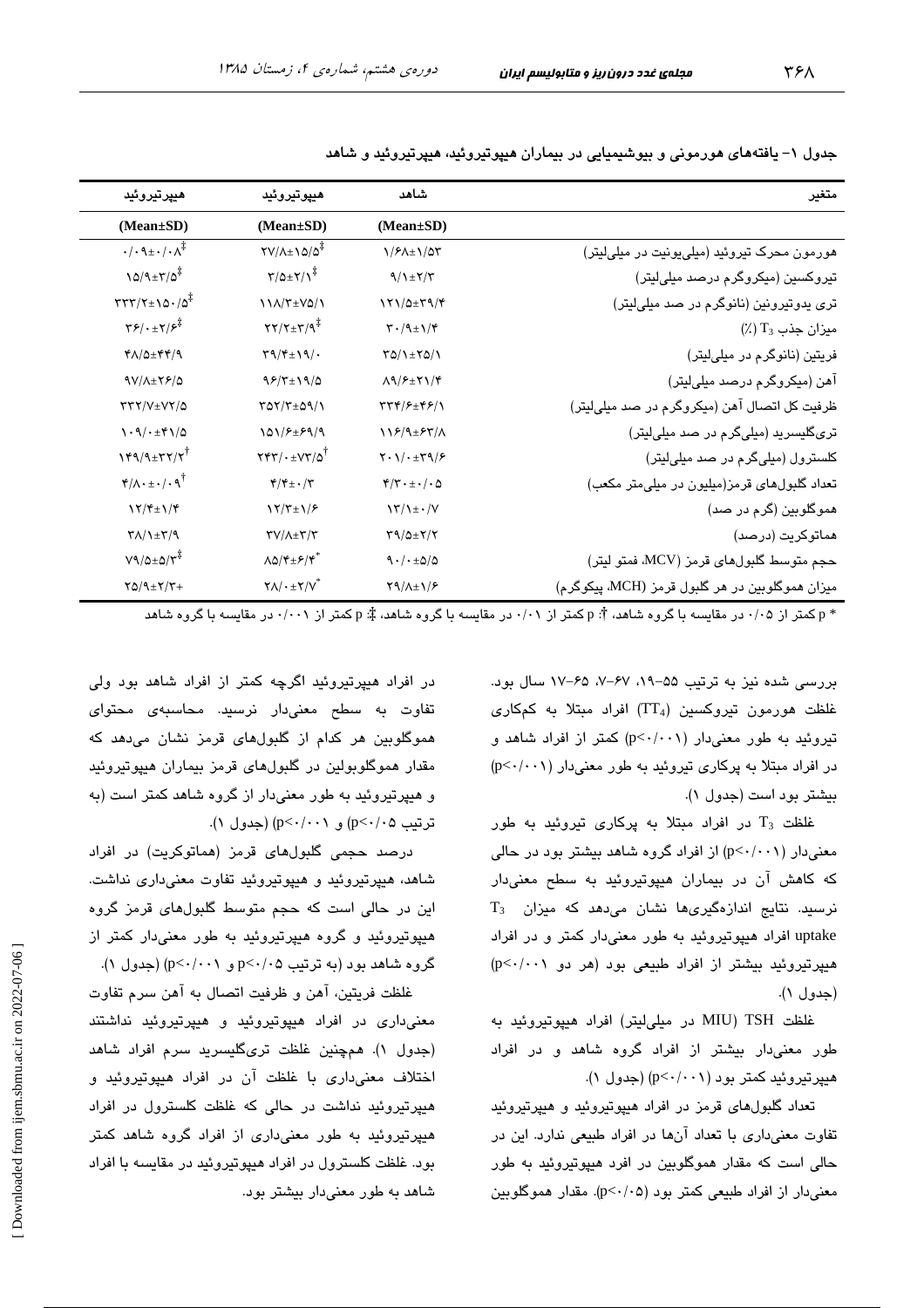جدول ۱- یافته‌های هورمونی و بیوشیمیایی در بیماران هیپوتیروئید، هیپرتیروئید و شاهد

| متغیر | شاهد (Mean±SD) | هیپوتیروئید (Mean±SD) | هیپرتیروئید (Mean±SD) |
|---|---|---|---|
| هورمون محرک تیروئید (میلی‌یونیت در میلی‌لیتر) | ۱/۶۸±۱/۵۳ | ۲۷/۸±۱۵/۵‡ | ۰/۰۹±۰/۰۸‡ |
| تیروکسین (میکروگرم درصد میلی‌لیتر) | ۹/۱±۲/۳ | ۳/۵±۲/۱‡ | ۱۵/۹±۳/۵‡ |
| تری یدوتیرونین (نانوگرم در صد میلی‌لیتر) | ۱۲۱/۵±۳۹/۴ | ۱۱۸/۳±۷۵/۱ | ۳۳۳/۲±۱۵۰/۵‡ |
| میزان جذب $T_3$ (٪) | ۳۰/۹±۱/۴ | ۲۲/۲±۳/۹‡ | ۳۶/۰±۲/۶‡ |
| فریتین (نانوگرم در میلی‌لیتر) | ۳۵/۱±۲۵/۱ | ۳۹/۴±۱۹/۰ | ۴۸/۵±۴۴/۹ |
| آهن (میکروگرم درصد میلی‌لیتر) | ۸۹/۶±۲۱/۴ | ۹۶/۳±۱۹/۵ | ۹۷/۸±۲۶/۵ |
| ظرفیت کل اتصال آهن (میکروگرم در صد میلی‌لیتر) | ۳۳۴/۶±۴۶/۱ | ۳۵۲/۳±۵۹/۱ | ۳۳۲/۷±۷۲/۵ |
| تری‌گلیسرید (میلی‌گرم در صد میلی‌لیتر) | ۱۱۶/۹±۶۳/۸ | ۱۵۱/۶±۶۹/۹ | ۱۰۹/۰±۴۱/۵ |
| کلسترول (میلی‌گرم در صد میلی‌لیتر) | ۲۰۱/۰±۳۹/۶ | ۲۴۳/۰±۷۳/۵† | ۱۴۹/۹±۳۲/۲† |
| تعداد گلبول‌های قرمز(میلیون در میلی‌متر مکعب) | ۴/۳۰±۰/۰۵ | ۴/۴±۰/۳ | ۴/۸۰±۰/۰۹† |
| هموگلوبین (گرم در صد) | ۱۳/۱±۰/۷ | ۱۲/۳±۱/۶ | ۱۲/۴±۱/۴ |
| هماتوکریت (درصد) | ۳۹/۵±۲/۲ | ۳۷/۸±۳/۳ | ۳۸/۱±۳/۹ |
| حجم متوسط گلبول‌های قرمز (MCV، فمتو لیتر) | ۹۰/۰±۵/۵ | ۸۵/۴±۶/۴* | ۷۹/۵±۵/۳‡ |
| میزان هموگلوبین در هر گلبول قرمز (MCH، پیکوگرم) | ۲۹/۸±۱/۶ | ۲۸/۰±۲/۷* | ۲۵/۹±۲/۳+ |

* p کمتر از ۰/۰۵ در مقایسه با گروه شاهد، †: p کمتر از ۰/۰۱ در مقایسه با گروه شاهد، ‡: p کمتر از ۰/۰۰۱ در مقایسه با گروه شاهد

بررسی شده نیز به ترتیب ۵۵-۱۹، ۶۷-۷، ۶۵-۱۷ سال بود. غلظت هورمون تیروکسین ($TT_4$) افراد مبتلا به کم‌کاری تیروئید به طور معنی‌دار (p<۰/۰۰۱) کمتر از افراد شاهد و در افراد مبتلا به پرکاری تیروئید به طور معنی‌دار (p<۰/۰۰۱) بیشتر بود است (جدول ۱).

غلظت $T_3$ در افراد مبتلا به پرکاری تیروئید به طور معنی‌دار (p<۰/۰۰۱) از افراد گروه شاهد بیشتر بود در حالی که کاهش آن در بیماران هیپوتیروئید به سطح معنی‌دار نرسید. نتایج اندازه‌گیری‌ها نشان می‌دهد که میزان $T_3$ uptake افراد هیپوتیروئید به طور معنی‌دار کمتر و در افراد هیپرتیروئید بیشتر از افراد طبیعی بود (هر دو p<۰/۰۰۱) (جدول ۱).

غلظت TSH (MIU در میلی‌لیتر) افراد هیپوتیروئید به طور معنی‌دار بیشتر از افراد گروه شاهد و در افراد هیپرتیروئید کمتر بود (p<۰/۰۰۱) (جدول ۱).

تعداد گلبول‌های قرمز در افراد هیپوتیروئید و هیپرتیروئید تفاوت معنی‌داری با تعداد آن‌ها در افراد طبیعی ندارد. این در حالی است که مقدار هموگلوبین در افرد هیپوتیروئید به طور معنی‌دار از افراد طبیعی کمتر بود (p<۰/۰۵). مقدار هموگلوبین در افراد هیپرتیروئید اگرچه کمتر از افراد شاهد بود ولی تفاوت به سطح معنی‌دار نرسید. محاسبه‌ی محتوای هموگلوبین هر کدام از گلبول‌های قرمز نشان می‌دهد که مقدار هموگلوبولین در گلبول‌های قرمز بیماران هیپوتیروئید و هیپرتیروئید به طور معنی‌دار از گروه شاهد کمتر است (به ترتیب p<۰/۰۵ و p<۰/۰۰۱) (جدول ۱).

درصد حجمی گلبول‌های قرمز (هماتوکریت) در افراد شاهد، هیپرتیروئید و هیپوتیروئید تفاوت معنی‌داری نداشت. این در حالی است که حجم متوسط گلبول‌های قرمز گروه هیپوتیروئید و گروه هیپرتیروئید به طور معنی‌دار کمتر از گروه شاهد بود (به ترتیب p<۰/۰۵ و p<۰/۰۰۱) (جدول ۱).

غلظت فریتین، آهن و ظرفیت اتصال به آهن سرم تفاوت معنی‌داری در افراد هیپوتیروئید و هیپرتیروئید نداشتند (جدول ۱). همچنین غلظت تری‌گلیسرید سرم افراد شاهد اختلاف معنی‌داری با غلظت آن در افراد هیپوتیروئید و هیپرتیروئید نداشت در حالی که غلظت کلسترول در افراد هیپرتیروئید به طور معنی‌داری از افراد گروه شاهد کمتر بود. غلظت کلسترول در افراد هیپوتیروئید در مقایسه با افراد شاهد به طور معنی‌دار بیشتر بود.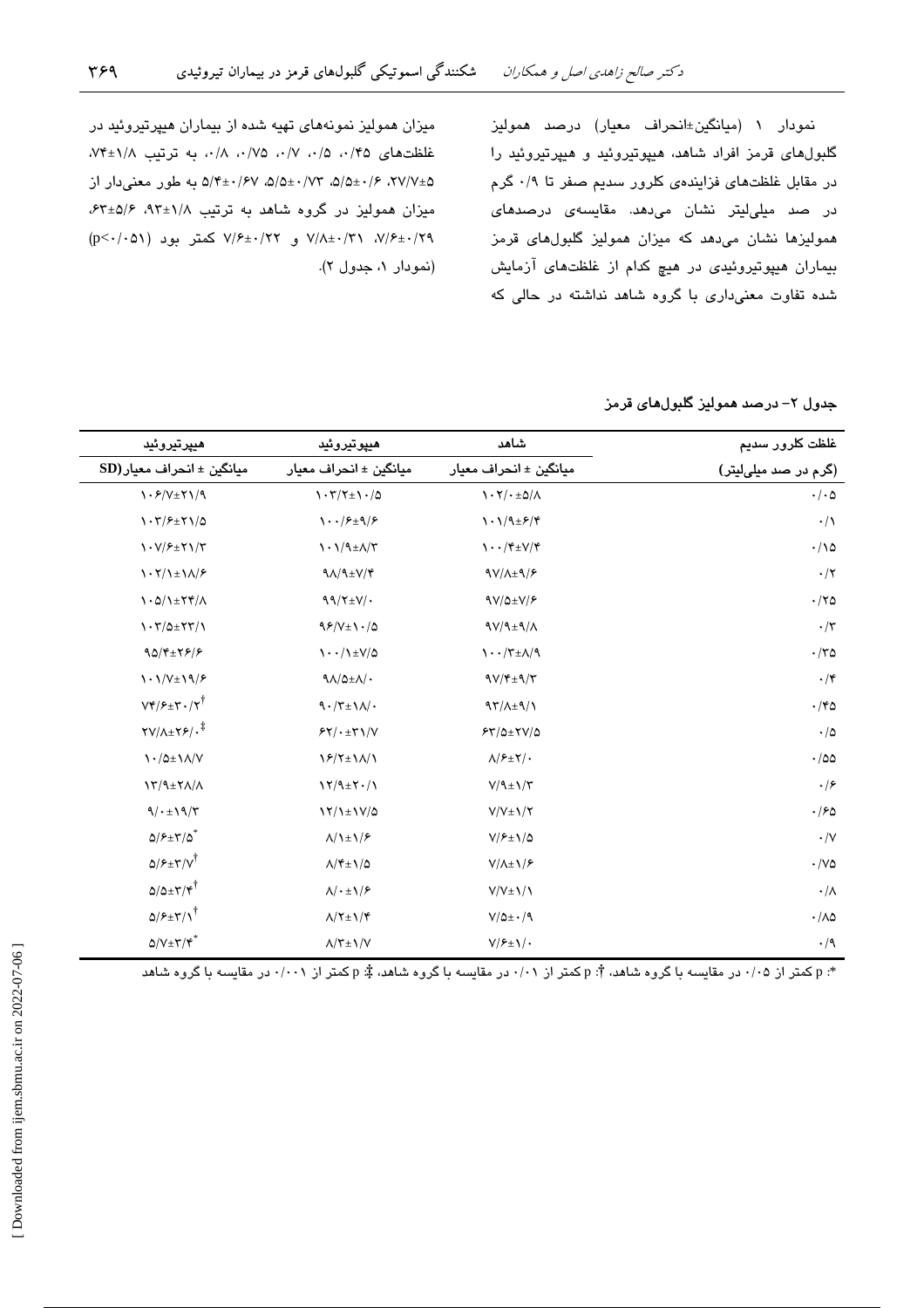نمودار ۱ (میانگین±انحراف معیار) درصد همولیز گلبول‌های قرمز افراد شاهد، هیپوتیروئید و هیپرتیروئید را در مقابل غلظت‌های فزاینده‌ی کلرور سدیم صفر تا ۰/۹ گرم در صد میلی‌لیتر نشان می‌دهد. مقایسه‌ی درصدهای همولیزها نشان می‌دهد که میزان همولیز گلبول‌های قرمز بیماران هیپوتیروئیدی در هیچ کدام از غلظت‌های آزمایش شده تفاوت معنی‌داری با گروه شاهد نداشته در حالی که میزان همولیز نمونه‌های تهیه شده از بیماران هیپرتیروئید در غلظت‌های ۰/۴۵، ۰/۵، ۰/۷، ۰/۷۵، ۰/۸، به ترتیب ۱/۸±۷۴، ۵±۲۷/۷، ۶/۰±۵/۵، ۰/۷۳±۵/۵، ۰/۶۷±۵/۴ به طور معنی‌دار از میزان همولیز در گروه شاهد به ترتیب ۱/۸±۹۳، ۵/۶±۶۳، ۰/۲۹±۷/۶، ۰/۳۱±۷/۸ و ۰/۲۲±۷/۶ کمتر بود (p<۰/۰۵۱) (نمودار ۱، جدول ۲).

**جدول ۲- درصد همولیز گلبول‌های قرمز**

| غلظت کلرور سدیم (گرم در صد میلی‌لیتر) | شاهد میانگین ± انحراف معیار | هیپوتیروئید میانگین ± انحراف معیار | هیپرتیروئید میانگین ± انحراف معیار(SD) |
|---|---|---|---|
| ۰/۰۵ | ۱۰۲/۰±۵/۸ | ۱۰۳/۲±۱۰/۵ | ۱۰۶/۷±۲۱/۹ |
| ۰/۱ | ۱۰۱/۹±۶/۴ | ۱۰۰/۶±۹/۶ | ۱۰۳/۶±۲۱/۵ |
| ۰/۱۵ | ۱۰۰/۴±۷/۴ | ۱۰۱/۹±۸/۳ | ۱۰۷/۶±۲۱/۳ |
| ۰/۲ | ۹۷/۸±۹/۶ | ۹۸/۹±۷/۴ | ۱۰۲/۱±۱۸/۶ |
| ۰/۲۵ | ۹۷/۵±۷/۶ | ۹۹/۲±۷/۰ | ۱۰۵/۱±۲۴/۸ |
| ۰/۳ | ۹۷/۹±۹/۸ | ۹۶/۷±۱۰/۵ | ۱۰۳/۵±۲۳/۱ |
| ۰/۳۵ | ۱۰۰/۳±۸/۹ | ۱۰۰/۱±۷/۵ | ۹۵/۴±۲۶/۶ |
| ۰/۴ | ۹۷/۴±۹/۳ | ۹۸/۵±۸/۰ | ۱۰۱/۷±۱۹/۶ |
| ۰/۴۵ | ۹۳/۸±۹/۱ | ۹۰/۳±۱۸/۰ | ۷۴/۶±۳۰/۲ † |
| ۰/۵ | ۶۳/۵±۲۷/۵ | ۶۲/۰±۳۱/۷ | ۲۷/۸±۲۶/۰ ‡ |
| ۰/۵۵ | ۸/۶±۲/۰ | ۱۶/۲±۱۸/۱ | ۱۰/۵±۱۸/۷ |
| ۰/۶ | ۷/۹±۱/۳ | ۱۲/۹±۲۰/۱ | ۱۳/۹±۲۸/۸ |
| ۰/۶۵ | ۷/۷±۱/۲ | ۱۲/۱±۱۷/۵ | ۹/۰±۱۹/۳ |
| ۰/۷ | ۷/۶±۱/۵ | ۸/۱±۱/۶ | ۵/۶±۳/۵ * |
| ۰/۷۵ | ۷/۸±۱/۶ | ۸/۴±۱/۵ | ۵/۶±۳/۷ † |
| ۰/۸ | ۷/۷±۱/۱ | ۸/۰±۱/۶ | ۵/۵±۳/۴ † |
| ۰/۸۵ | ۷/۵±۰/۹ | ۸/۲±۱/۴ | ۵/۶±۳/۱ † |
| ۰/۹ | ۷/۶±۱/۰ | ۸/۳±۱/۷ | ۵/۷±۳/۴ * |

*: p کمتر از ۰/۰۵ در مقایسه با گروه شاهد، †: p کمتر از ۰/۰۱ در مقایسه با گروه شاهد، ‡: p کمتر از ۰/۰۰۱ در مقایسه با گروه شاهد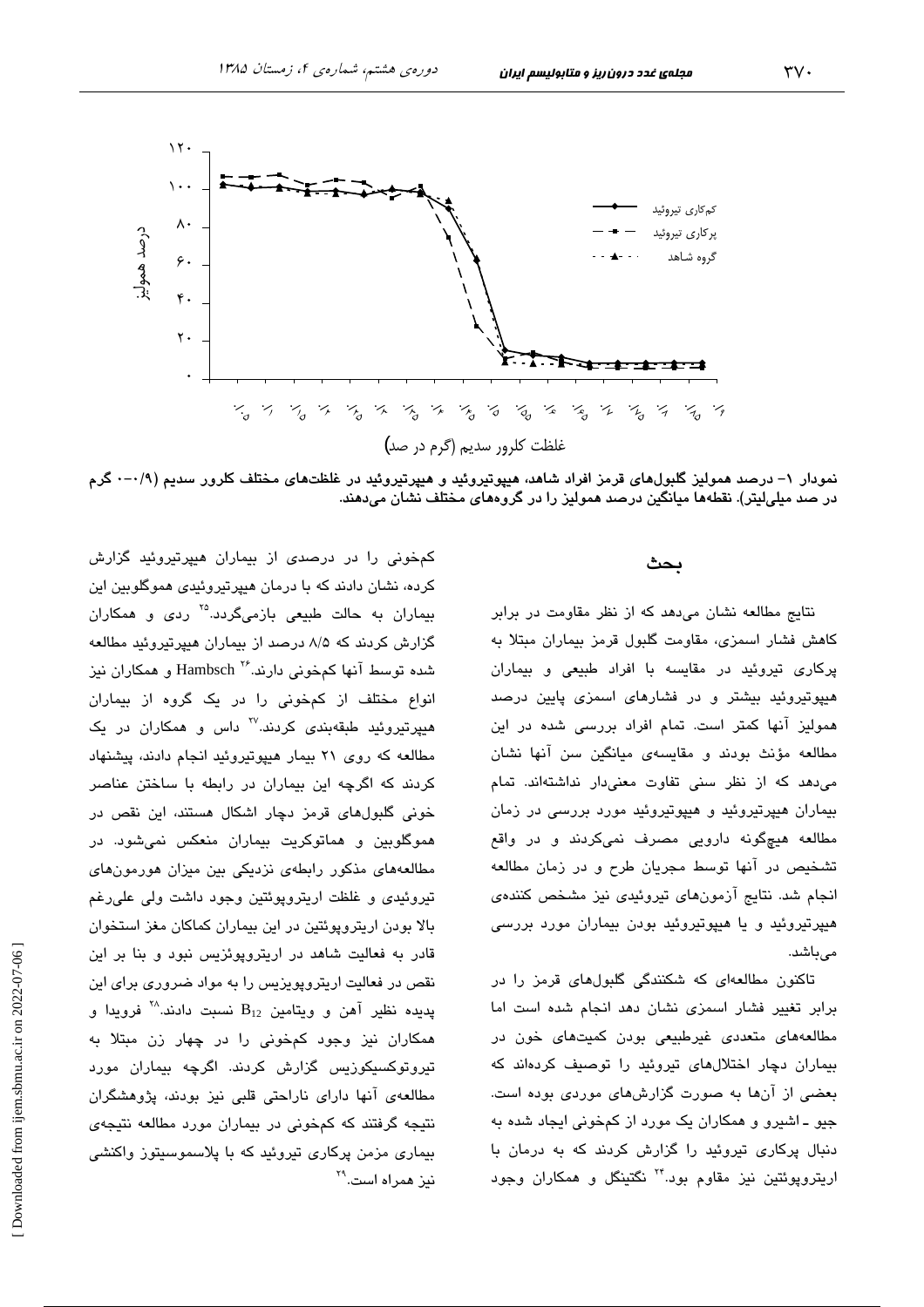نمودار ۱- درصد همولیز گلبول‌های قرمز افراد شاهد، هیپوتیروئید و هیپرتیروئید در غلظت‌های مختلف کلرور سدیم (۰/۹-۰ گرم در صد میلی‌لیتر). نقطه‌ها میانگین درصد همولیز را در گروه‌های مختلف نشان می‌دهند.

## بحث

نتایج مطالعه نشان می‌دهد که از نظر مقاومت در برابر کاهش فشار اسمزی، مقاومت گلبول قرمز بیماران مبتلا به پرکاری تیروئید در مقایسه با افراد طبیعی و بیماران هیپوتیروئید بیشتر و در فشارهای اسمزی پایین درصد همولیز آنها کمتر است. تمام افراد بررسی شده در این مطالعه مؤنث بودند و مقایسه‌ی میانگین سن آنها نشان می‌دهد که از نظر سنی تفاوت معنی‌دار نداشته‌اند. تمام بیماران هیپرتیروئید و هیپوتیروئید مورد بررسی در زمان مطالعه هیچ‌گونه دارویی مصرف نمی‌کردند و در واقع تشخیص در آنها توسط مجریان طرح و در زمان مطالعه انجام شد. نتایج آزمون‌های تیروئیدی نیز مشخص کننده‌ی هیپرتیروئید و یا هیپوتیروئید بودن بیماران مورد بررسی می‌باشد.

تاکنون مطالعه‌ای که شکنندگی گلبول‌های قرمز را در برابر تغییر فشار اسمزی نشان دهد انجام شده است اما مطالعه‌های متعددی غیرطبیعی بودن کمیت‌های خون در بیماران دچار اختلال‌های تیروئید را توصیف کرده‌اند که بعضی از آن‌ها به صورت گزارش‌های موردی بوده است. جیو ـ اشیرو و همکاران یک مورد از کم‌خونی ایجاد شده به دنبال پرکاری تیروئید را گزارش کردند که به درمان با اریتروپوئتین نیز مقاوم بود.[۲۴] نگتینگل و همکاران وجود کم‌خونی را در درصدی از بیماران هیپرتیروئید گزارش کرده، نشان دادند که با درمان هیپرتیروئیدی هموگلوبین این بیماران به حالت طبیعی بازمی‌گردد.[۲۵] ردی و همکاران گزارش کردند که ۸/۵ درصد از بیماران هیپرتیروئید مطالعه شده توسط آنها کم‌خونی دارند.[۲۶] Hambsch و همکاران نیز انواع مختلف از کم‌خونی را در یک گروه از بیماران هیپرتیروئید طبقه‌بندی کردند.[۲۷] داس و همکاران در یک مطالعه که روی ۲۱ بیمار هیپوتیروئید انجام دادند، پیشنهاد کردند که اگرچه این بیماران در رابطه با ساختن عناصر خونی گلبول‌های قرمز دچار اشکال هستند، این نقص در هموگلوبین و هماتوکریت بیماران منعکس نمی‌شود. در مطالعه‌های مذکور رابطه‌ی نزدیکی بین میزان هورمون‌های تیروئیدی و غلظت اریتروپوئتین وجود داشت ولی علی‌رغم بالا بودن اریتروپوئتین در این بیماران کماکان مغز استخوان قادر به فعالیت شاهد در اریتروپوئزیس نبود و بنا بر این نقص در فعالیت اریتروپویزیس را به مواد ضروری برای این پدیده نظیر آهن و ویتامین $B_{12}$ نسبت دادند.[۲۸] فرویدا و همکاران نیز وجود کم‌خونی را در چهار زن مبتلا به تیروتوکسیکوزیس گزارش کردند. اگرچه بیماران مورد مطالعه‌ی آنها دارای ناراحتی قلبی نیز بودند، پژوهشگران نتیجه گرفتند که کم‌خونی در بیماران مورد مطالعه نتیجه‌ی بیماری مزمن پرکاری تیروئید که با پلاسموسیتوز واکنشی نیز همراه است.[۲۹]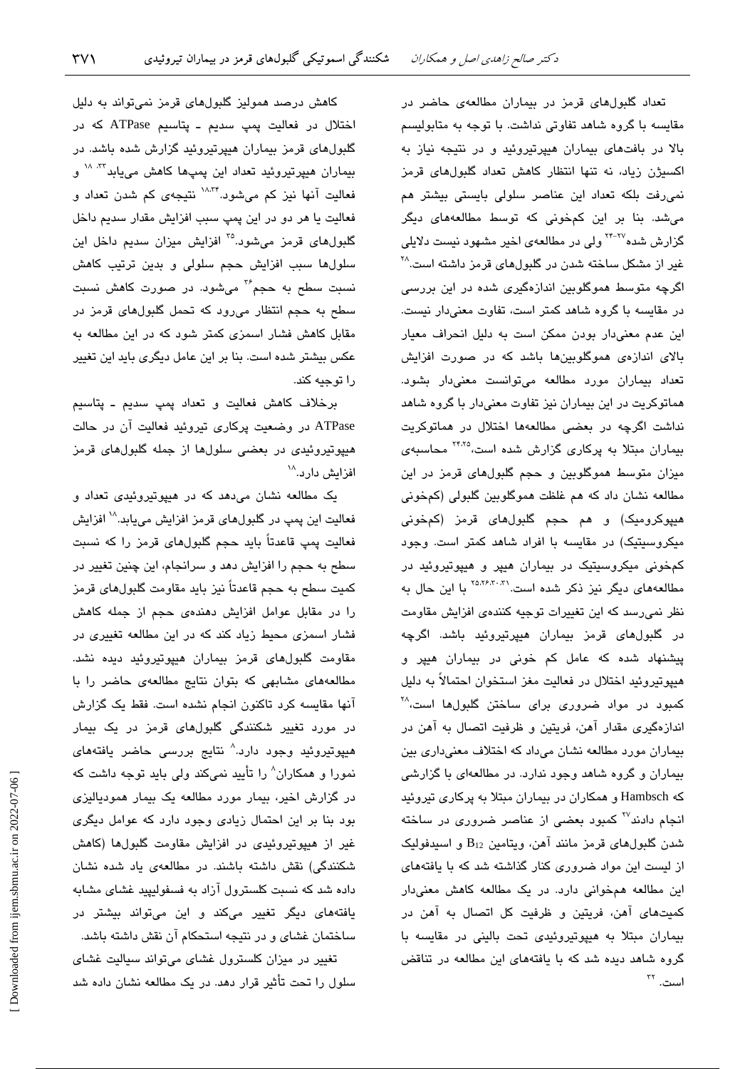تعداد گلبول‌های قرمز در بیماران مطالعه‌ی حاضر در مقایسه با گروه شاهد تفاوتی نداشت. با توجه به متابولیسم بالا در بافت‌های بیماران هیپرتیروئید و در نتیجه نیاز به اکسیژن زیاد، نه تنها انتظار کاهش تعداد گلبول‌های قرمز نمی‌رفت بلکه تعداد این عناصر سلولی بایستی بیشتر هم می‌شد. بنا بر این کم‌خونی که توسط مطالعه‌های دیگر گزارش شده[۲۷-۲۴] ولی در مطالعه‌ی اخیر مشهود نیست دلایلی غیر از مشکل ساخته شدن در گلبول‌های قرمز داشته است.[۲۸] اگرچه متوسط هموگلوبین اندازه‌گیری شده در این بررسی در مقایسه با گروه شاهد کمتر است، تفاوت معنی‌دار نیست. این عدم معنی‌دار بودن ممکن است به دلیل انحراف معیار بالای اندازه‌ی هموگلوبین‌ها باشد که در صورت افزایش تعداد بیماران مورد مطالعه می‌توانست معنی‌دار بشود. هماتوکریت در این بیماران نیز تفاوت معنی‌دار با گروه شاهد نداشت اگرچه در بعضی مطالعه‌ها اختلال در هماتوکریت بیماران مبتلا به پرکاری گزارش شده است،[۲۴،۲۵] محاسبه‌ی میزان متوسط هموگلوبین و حجم گلبول‌های قرمز در این مطالعه نشان داد که هم غلظت هموگلوبین گلبولی (کم‌خونی هیپوکرومیک) و هم حجم گلبول‌های قرمز (کم‌خونی میکروسیتیک) در مقایسه با افراد شاهد کمتر است. وجود کم‌خونی میکروسیتیک در بیماران هیپر و هیپوتیروئید در مطالعه‌های دیگر نیز ذکر شده است.[۲۵،۲۶،۳۰،۳۱] با این حال به نظر نمی‌رسد که این تغییرات توجیه کننده‌ی افزایش مقاومت در گلبول‌های قرمز بیماران هیپرتیروئید باشد. اگرچه پیشنهاد شده که عامل کم خونی در بیماران هیپر و هیپوتیروئید اختلال در فعالیت مغز استخوان احتمالاً به دلیل کمبود در مواد ضروری برای ساختن گلبول‌ها است،[۲۸] اندازه‌گیری مقدار آهن، فریتین و ظرفیت اتصال به آهن در بیماران مورد مطالعه نشان می‌داد که اختلاف معنی‌داری بین بیماران و گروه شاهد وجود ندارد. در مطالعه‌ای با گزارشی که Hambsch و همکاران در بیماران مبتلا به پرکاری تیروئید انجام دادند[۲۷] کمبود بعضی از عناصر ضروری در ساخته شدن گلبول‌های قرمز مانند آهن، ویتامین $B_{12}$ و اسیدفولیک از لیست این مواد ضروری کنار گذاشته شد که با یافته‌های این مطالعه همخوانی دارد. در یک مطالعه کاهش معنی‌دار کمیت‌های آهن، فریتین و ظرفیت کل اتصال به آهن در بیماران مبتلا به هیپوتیروئیدی تحت بالینی در مقایسه با گروه شاهد دیده شد که با یافته‌های این مطالعه در تناقض است.[۳۲]

کاهش درصد همولیز گلبول‌های قرمز نمی‌تواند به دلیل اختلال در فعالیت پمپ سدیم ـ پتاسیم ATPase که در گلبول‌های قرمز بیماران هیپرتیروئید گزارش شده باشد. در بیماران هیپرتیروئید تعداد این پمپ‌ها کاهش می‌یابد[۳۳، ۱۸] و فعالیت آنها نیز کم می‌شود.[۱۸،۳۴] نتیجه‌ی کم شدن تعداد و فعالیت یا هر دو در این پمپ سبب افزایش مقدار سدیم داخل گلبول‌های قرمز می‌شود.[۳۵] افزایش میزان سدیم داخل این سلول‌ها سبب افزایش حجم سلولی و بدین ترتیب کاهش نسبت سطح به حجم[۳۶] می‌شود. در صورت کاهش نسبت سطح به حجم انتظار می‌رود که تحمل گلبول‌های قرمز در مقابل کاهش فشار اسمزی کمتر شود که در این مطالعه به عکس بیشتر شده است. بنا بر این عامل دیگری باید این تغییر را توجیه کند.

برخلاف کاهش فعالیت و تعداد پمپ سدیم ـ پتاسیم ATPase در وضعیت پرکاری تیروئید فعالیت آن در حالت هیپوتیروئیدی در بعضی سلول‌ها از جمله گلبول‌های قرمز افزایش دارد.[۱۸]

یک مطالعه نشان می‌دهد که در هیپوتیروئیدی تعداد و فعالیت این پمپ در گلبول‌های قرمز افزایش می‌یابد.[۱۸] افزایش فعالیت پمپ قاعدتاً باید حجم گلبول‌های قرمز را که نسبت سطح به حجم را افزایش دهد و سرانجام، این چنین تغییر در کمیت سطح به حجم قاعدتاً نیز باید مقاومت گلبول‌های قرمز را در مقابل عوامل افزایش دهنده‌ی حجم از جمله کاهش فشار اسمزی محیط زیاد کند که در این مطالعه تغییری در مقاومت گلبول‌های قرمز بیماران هیپوتیروئید دیده نشد. مطالعه‌های مشابهی که بتوان نتایج مطالعه‌ی حاضر را با آنها مقایسه کرد تاکنون انجام نشده است. فقط یک گزارش در مورد تغییر شکنندگی گلبول‌های قرمز در یک بیمار هیپوتیروئید وجود دارد.[۸] نتایج بررسی حاضر یافته‌های نمورا و همکاران[۸] را تأیید نمی‌کند ولی باید توجه داشت که در گزارش اخیر، بیمار مورد مطالعه یک بیمار همودیالیزی بود بنا بر این احتمال زیادی وجود دارد که عوامل دیگری غیر از هیپوتیروئیدی در افزایش مقاومت گلبول‌ها (کاهش شکنندگی) نقش داشته باشند. در مطالعه‌ی یاد شده نشان داده شد که نسبت کلسترول آزاد به فسفولیپید غشای مشابه یافته‌های دیگر تغییر می‌کند و این می‌تواند بیشتر در ساختمان غشای و در نتیجه استحکام آن نقش داشته باشد.

تغییر در میزان کلسترول غشای می‌تواند سیالیت غشای سلول را تحت تأثیر قرار دهد. در یک مطالعه نشان داده شد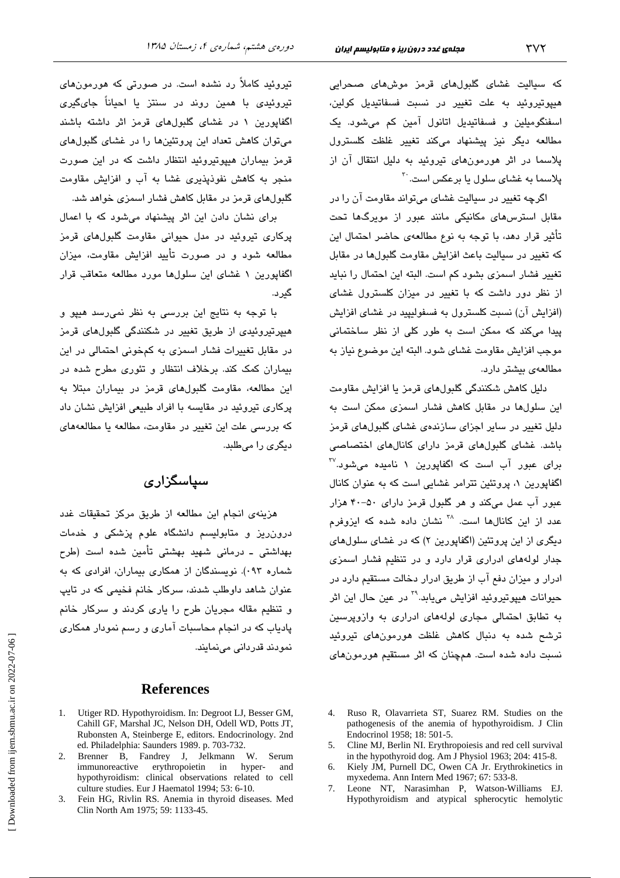که سیالیت غشای گلبول‌های قرمز موش‌های صحرایی هیپوتیروئید به علت تغییر در نسبت فسفاتیدیل کولین، اسفنگومیلین و فسفاتیدیل اتانول آمین کم می‌شود. یک مطالعه دیگر نیز پیشنهاد می‌کند تغییر غلظت کلسترول پلاسما در اثر هورمون‌های تیروئید به دلیل انتقال آن از پلاسما به غشای سلول یا برعکس است.[30]

اگرچه تغییر در سیالیت غشای می‌تواند مقاومت آن را در مقابل استرس‌های مکانیکی مانند عبور از مویرگ‌ها تحت تأثیر قرار دهد، با توجه به نوع مطالعه‌ی حاضر احتمال این که تغییر در سیالیت باعث افزایش مقاومت گلبول‌ها در مقابل تغییر فشار اسمزی بشود کم است. البته این احتمال را نباید از نظر دور داشت که با تغییر در میزان کلسترول غشای (افزایش آن) نسبت کلسترول به فسفولیپید در غشای افزایش پیدا می‌کند که ممکن است به طور کلی از نظر ساختمانی موجب افزایش مقاومت غشای شود. البته این موضوع نیاز به مطالعه‌ی بیشتر دارد.

دلیل کاهش شکنندگی گلبول‌های قرمز یا افزایش مقاومت این سلول‌ها در مقابل کاهش فشار اسمزی ممکن است به دلیل تغییر در سایر اجزای سازنده‌ی غشای گلبول‌های قرمز باشد. غشای گلبول‌های قرمز دارای کانال‌های اختصاصی برای عبور آب است که اگفاپورین ۱ نامیده می‌شود.[37] اگفاپورین ۱، پروتئین تترامر غشایی است که به عنوان کانال عبور آب عمل می‌کند و هر گلبول قرمز دارای ۵۰-۴۰ هزار عدد از این کانال‌ها است.[38] نشان داده شده که ایزوفرم دیگری از این پروتئین (اگفاپورین ۲) که در غشای سلول‌های جدار لوله‌های ادراری قرار دارد و در تنظیم فشار اسمزی ادرار و میزان دفع آب از طریق ادرار دخالت مستقیم دارد در حیوانات هیپوتیروئید افزایش می‌یابد.[39] در عین حال این اثر به تطابق احتمالی مجاری لوله‌های ادراری به وازوپرسین ترشح شده به دنبال کاهش غلظت هورمون‌های تیروئید نسبت داده شده است. همچنان که اثر مستقیم هورمون‌های تیروئید کاملاً رد نشده است. در صورتی که هورمون‌های تیروئیدی با همین روند در سنتز یا احیاناً جای‌گیری اگفاپورین ۱ در غشای گلبول‌های قرمز اثر داشته باشند می‌توان کاهش تعداد این پروتئین‌ها را در غشای گلبول‌های قرمز بیماران هیپوتیروئید انتظار داشت که در این صورت منجر به کاهش نفوذپذیری غشا به آب و افزایش مقاومت گلبول‌های قرمز در مقابل کاهش فشار اسمزی خواهد شد.

برای نشان دادن این اثر پیشنهاد می‌شود که با اعمال پرکاری تیروئید در مدل حیوانی مقاومت گلبول‌های قرمز مطالعه شود و در صورت تأیید افزایش مقاومت، میزان اگفاپورین ۱ غشای این سلول‌ها مورد مطالعه متعاقب قرار گیرد.

با توجه به نتایج این بررسی به نظر نمی‌رسد هیپو و هیپرتیروئیدی از طریق تغییر در شکنندگی گلبول‌های قرمز در مقابل تغییرات فشار اسمزی به کم‌خونی احتمالی در این بیماران کمک کند. برخلاف انتظار و تئوری مطرح شده در این مطالعه، مقاومت گلبول‌های قرمز در بیماران مبتلا به پرکاری تیروئید در مقایسه با افراد طبیعی افزایش نشان داد که بررسی علت این تغییر در مقاومت، مطالعه یا مطالعه‌های دیگری را می‌طلبد.

## سپاسگزاری

هزینه‌ی انجام این مطالعه از طریق مرکز تحقیقات غدد درون‌ریز و متابولیسم دانشگاه علوم پزشکی و خدمات بهداشتی ـ درمانی شهید بهشتی تأمین شده است (طرح شماره ۰۹۳). نویسندگان از همکاری بیماران، افرادی که به عنوان شاهد داوطلب شدند، سرکار خانم فخیمی که در تایپ و تنظیم مقاله مجریان طرح را یاری کردند و سرکار خانم پادیاب که در انجام محاسبات آماری و رسم نمودار همکاری نمودند قدردانی می‌نمایند.

## References

1. Utiger RD. Hypothyroidism. In: Degroot LJ, Besser GM, Cahill GF, Marshal JC, Nelson DH, Odell WD, Potts JT, Rubonsten A, Steinberge E, editors. Endocrinology. 2nd ed. Philadelphia: Saunders 1989. p. 703-732.
2. Brenner B, Fandrey J, Jelkmann W. Serum immunoreactive erythropoietin in hyper- and hypothyroidism: clinical observations related to cell culture studies. Eur J Haematol 1994; 53: 6-10.
3. Fein HG, Rivlin RS. Anemia in thyroid diseases. Med Clin North Am 1975; 59: 1133-45.
4. Ruso R, Olavarrieta ST, Suarez RM. Studies on the pathogenesis of the anemia of hypothyroidism. J Clin Endocrinol 1958; 18: 501-5.
5. Cline MJ, Berlin NI. Erythropoiesis and red cell survival in the hypothyroid dog. Am J Physiol 1963; 204: 415-8.
6. Kiely JM, Purnell DC, Owen CA Jr. Erythrokinetics in myxedema. Ann Intern Med 1967; 67: 533-8.
7. Leone NT, Narasimhan P, Watson-Williams EJ. Hypothyroidism and atypical spherocytic hemolytic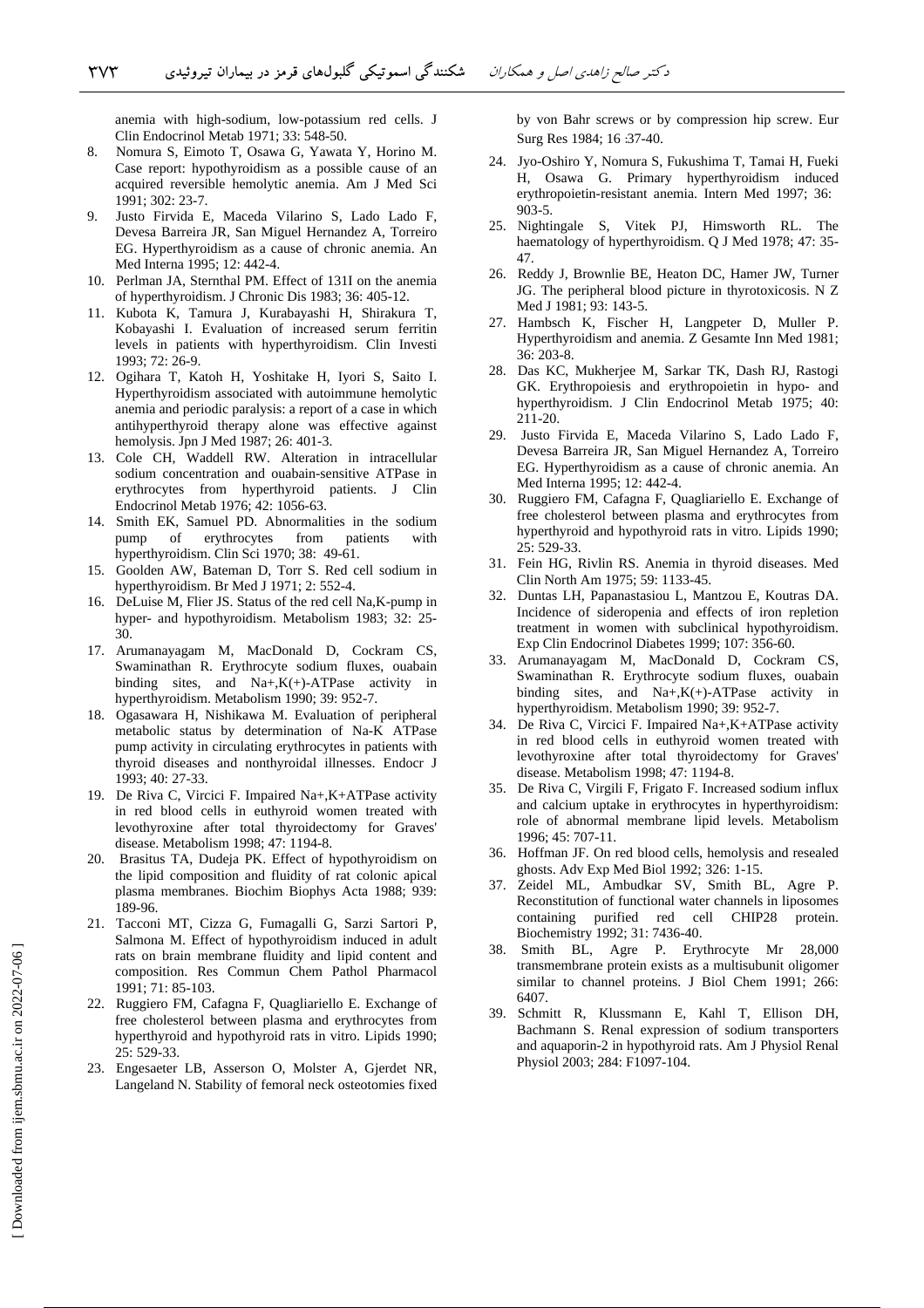anemia with high-sodium, low-potassium red cells. J Clin Endocrinol Metab 1971; 33: 548-50.

8. Nomura S, Eimoto T, Osawa G, Yawata Y, Horino M. Case report: hypothyroidism as a possible cause of an acquired reversible hemolytic anemia. Am J Med Sci 1991; 302: 23-7.
9. Justo Firvida E, Maceda Vilarino S, Lado Lado F, Devesa Barreira JR, San Miguel Hernandez A, Torreiro EG. Hyperthyroidism as a cause of chronic anemia. An Med Interna 1995; 12: 442-4.
10. Perlman JA, Sternthal PM. Effect of 131I on the anemia of hyperthyroidism. J Chronic Dis 1983; 36: 405-12.
11. Kubota K, Tamura J, Kurabayashi H, Shirakura T, Kobayashi I. Evaluation of increased serum ferritin levels in patients with hyperthyroidism. Clin Investi 1993; 72: 26-9.
12. Ogihara T, Katoh H, Yoshitake H, Iyori S, Saito I. Hyperthyroidism associated with autoimmune hemolytic anemia and periodic paralysis: a report of a case in which antihyperthyroid therapy alone was effective against hemolysis. Jpn J Med 1987; 26: 401-3.
13. Cole CH, Waddell RW. Alteration in intracellular sodium concentration and ouabain-sensitive ATPase in erythrocytes from hyperthyroid patients. J Clin Endocrinol Metab 1976; 42: 1056-63.
14. Smith EK, Samuel PD. Abnormalities in the sodium pump of erythrocytes from patients with hyperthyroidism. Clin Sci 1970; 38: 49-61.
15. Goolden AW, Bateman D, Torr S. Red cell sodium in hyperthyroidism. Br Med J 1971; 2: 552-4.
16. DeLuise M, Flier JS. Status of the red cell Na,K-pump in hyper- and hypothyroidism. Metabolism 1983; 32: 25-30.
17. Arumanayagam M, MacDonald D, Cockram CS, Swaminathan R. Erythrocyte sodium fluxes, ouabain binding sites, and Na+,K(+)-ATPase activity in hyperthyroidism. Metabolism 1990; 39: 952-7.
18. Ogasawara H, Nishikawa M. Evaluation of peripheral metabolic status by determination of Na-K ATPase pump activity in circulating erythrocytes in patients with thyroid diseases and nonthyroidal illnesses. Endocr J 1993; 40: 27-33.
19. De Riva C, Vircici F. Impaired Na+,K+ATPase activity in red blood cells in euthyroid women treated with levothyroxine after total thyroidectomy for Graves' disease. Metabolism 1998; 47: 1194-8.
20. Brasitus TA, Dudeja PK. Effect of hypothyroidism on the lipid composition and fluidity of rat colonic apical plasma membranes. Biochim Biophys Acta 1988; 939: 189-96.
21. Tacconi MT, Cizza G, Fumagalli G, Sarzi Sartori P, Salmona M. Effect of hypothyroidism induced in adult rats on brain membrane fluidity and lipid content and composition. Res Commun Chem Pathol Pharmacol 1991; 71: 85-103.
22. Ruggiero FM, Cafagna F, Quagliariello E. Exchange of free cholesterol between plasma and erythrocytes from hyperthyroid and hypothyroid rats in vitro. Lipids 1990; 25: 529-33.
23. Engesaeter LB, Asserson O, Molster A, Gjerdet NR, Langeland N. Stability of femoral neck osteotomies fixed by von Bahr screws or by compression hip screw. Eur Surg Res 1984; 16 :37-40.
24. Jyo-Oshiro Y, Nomura S, Fukushima T, Tamai H, Fueki H, Osawa G. Primary hyperthyroidism induced erythropoietin-resistant anemia. Intern Med 1997; 36: 903-5.
25. Nightingale S, Vitek PJ, Himsworth RL. The haematology of hyperthyroidism. Q J Med 1978; 47: 35-47.
26. Reddy J, Brownlie BE, Heaton DC, Hamer JW, Turner JG. The peripheral blood picture in thyrotoxicosis. N Z Med J 1981; 93: 143-5.
27. Hambsch K, Fischer H, Langpeter D, Muller P. Hyperthyroidism and anemia. Z Gesamte Inn Med 1981; 36: 203-8.
28. Das KC, Mukherjee M, Sarkar TK, Dash RJ, Rastogi GK. Erythropoiesis and erythropoietin in hypo- and hyperthyroidism. J Clin Endocrinol Metab 1975; 40: 211-20.
29. Justo Firvida E, Maceda Vilarino S, Lado Lado F, Devesa Barreira JR, San Miguel Hernandez A, Torreiro EG. Hyperthyroidism as a cause of chronic anemia. An Med Interna 1995; 12: 442-4.
30. Ruggiero FM, Cafagna F, Quagliariello E. Exchange of free cholesterol between plasma and erythrocytes from hyperthyroid and hypothyroid rats in vitro. Lipids 1990; 25: 529-33.
31. Fein HG, Rivlin RS. Anemia in thyroid diseases. Med Clin North Am 1975; 59: 1133-45.
32. Duntas LH, Papanastasiou L, Mantzou E, Koutras DA. Incidence of sideropenia and effects of iron repletion treatment in women with subclinical hypothyroidism. Exp Clin Endocrinol Diabetes 1999; 107: 356-60.
33. Arumanayagam M, MacDonald D, Cockram CS, Swaminathan R. Erythrocyte sodium fluxes, ouabain binding sites, and Na+,K(+)-ATPase activity in hyperthyroidism. Metabolism 1990; 39: 952-7.
34. De Riva C, Vircici F. Impaired Na+,K+ATPase activity in red blood cells in euthyroid women treated with levothyroxine after total thyroidectomy for Graves' disease. Metabolism 1998; 47: 1194-8.
35. De Riva C, Virgili F, Frigato F. Increased sodium influx and calcium uptake in erythrocytes in hyperthyroidism: role of abnormal membrane lipid levels. Metabolism 1996; 45: 707-11.
36. Hoffman JF. On red blood cells, hemolysis and resealed ghosts. Adv Exp Med Biol 1992; 326: 1-15.
37. Zeidel ML, Ambudkar SV, Smith BL, Agre P. Reconstitution of functional water channels in liposomes containing purified red cell CHIP28 protein. Biochemistry 1992; 31: 7436-40.
38. Smith BL, Agre P. Erythrocyte Mr 28,000 transmembrane protein exists as a multisubunit oligomer similar to channel proteins. J Biol Chem 1991; 266: 6407.
39. Schmitt R, Klussmann E, Kahl T, Ellison DH, Bachmann S. Renal expression of sodium transporters and aquaporin-2 in hypothyroid rats. Am J Physiol Renal Physiol 2003; 284: F1097-104.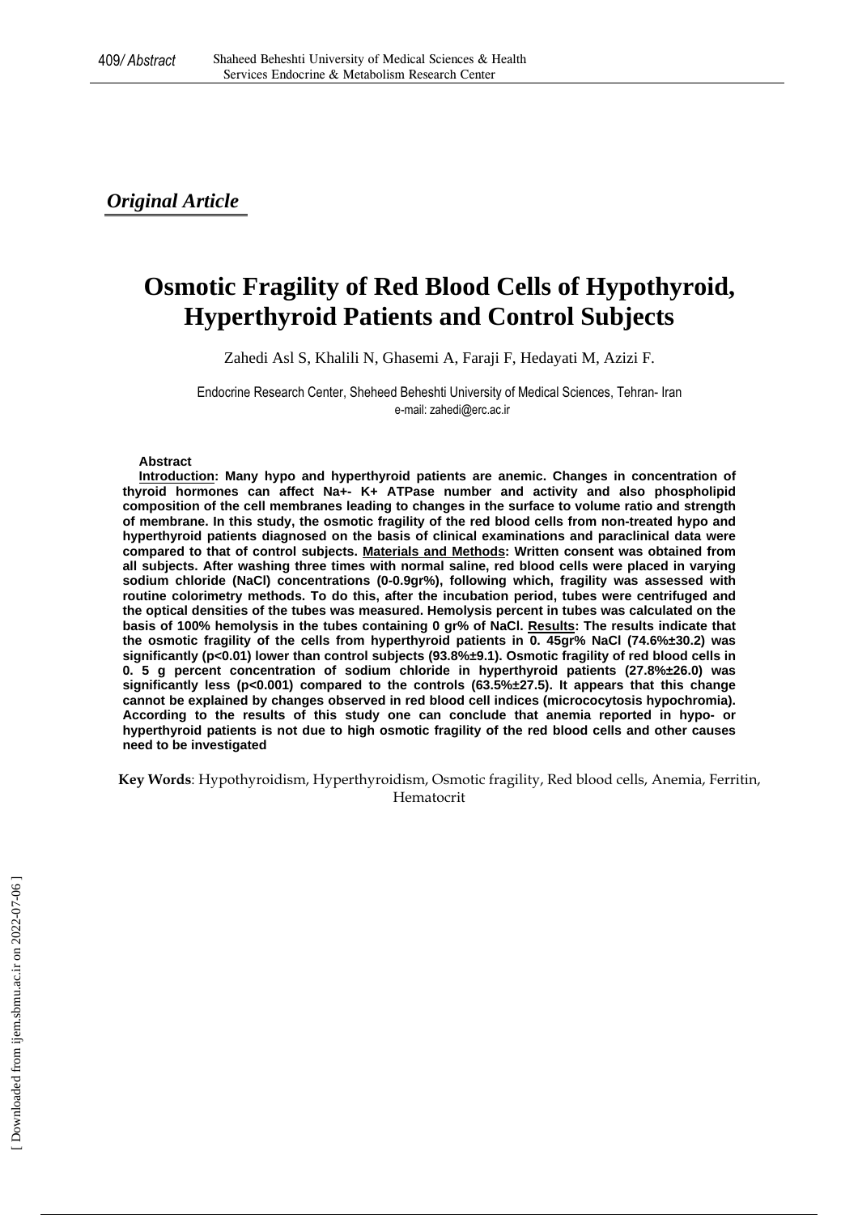*Original Article*

# Osmotic Fragility of Red Blood Cells of Hypothyroid, Hyperthyroid Patients and Control Subjects

Zahedi Asl S, Khalili N, Ghasemi A, Faraji F, Hedayati M, Azizi F.

Endocrine Research Center, Sheheed Beheshti University of Medical Sciences, Tehran- Iran
e-mail: zahedi@erc.ac.ir

**Abstract**

**Introduction: Many hypo and hyperthyroid patients are anemic. Changes in concentration of thyroid hormones can affect Na+- K+ ATPase number and activity and also phospholipid composition of the cell membranes leading to changes in the surface to volume ratio and strength of membrane. In this study, the osmotic fragility of the red blood cells from non-treated hypo and hyperthyroid patients diagnosed on the basis of clinical examinations and paraclinical data were compared to that of control subjects. Materials and Methods: Written consent was obtained from all subjects. After washing three times with normal saline, red blood cells were placed in varying sodium chloride (NaCl) concentrations (0-0.9gr%), following which, fragility was assessed with routine colorimetry methods. To do this, after the incubation period, tubes were centrifuged and the optical densities of the tubes was measured. Hemolysis percent in tubes was calculated on the basis of 100% hemolysis in the tubes containing 0 gr% of NaCl. Results: The results indicate that the osmotic fragility of the cells from hyperthyroid patients in 0. 45gr% NaCl (74.6%±30.2) was significantly (p<0.01) lower than control subjects (93.8%±9.1). Osmotic fragility of red blood cells in 0. 5 g percent concentration of sodium chloride in hyperthyroid patients (27.8%±26.0) was significantly less (p<0.001) compared to the controls (63.5%±27.5). It appears that this change cannot be explained by changes observed in red blood cell indices (micrococytosis hypochromia). According to the results of this study one can conclude that anemia reported in hypo- or hyperthyroid patients is not due to high osmotic fragility of the red blood cells and other causes need to be investigated**

**Key Words**: Hypothyroidism, Hyperthyroidism, Osmotic fragility, Red blood cells, Anemia, Ferritin, Hematocrit